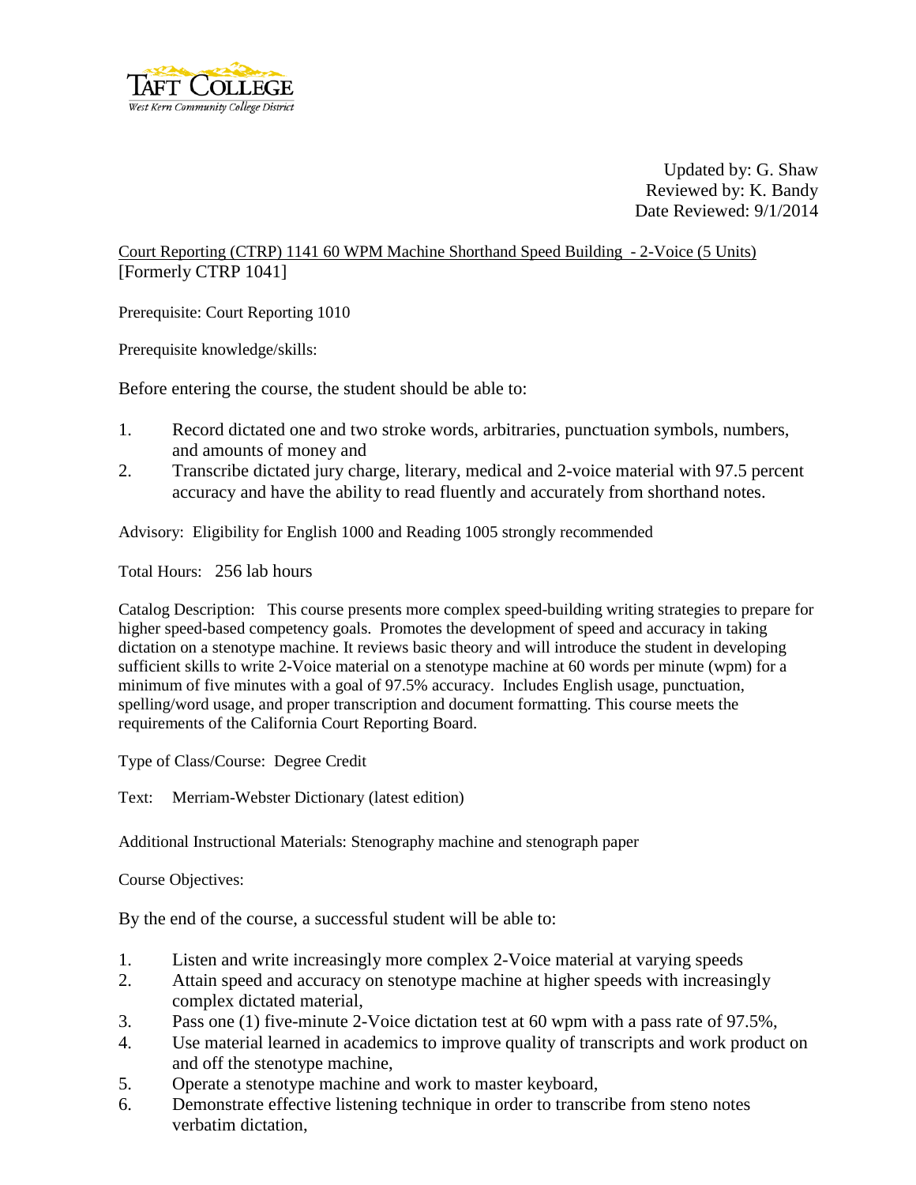Taft College
West Kern Community College District

Updated by: G. Shaw
Reviewed by: K. Bandy
Date Reviewed: 9/1/2014

Court Reporting (CTRP) 1141 60 WPM Machine Shorthand Speed Building - 2-Voice (5 Units)
[Formerly CTRP 1041]

Prerequisite: Court Reporting 1010

Prerequisite knowledge/skills:

Before entering the course, the student should be able to:

1. Record dictated one and two stroke words, arbitraries, punctuation symbols, numbers, and amounts of money and
2. Transcribe dictated jury charge, literary, medical and 2-voice material with 97.5 percent accuracy and have the ability to read fluently and accurately from shorthand notes.

Advisory: Eligibility for English 1000 and Reading 1005 strongly recommended

Total Hours: 256 lab hours

Catalog Description: This course presents more complex speed-building writing strategies to prepare for higher speed-based competency goals. Promotes the development of speed and accuracy in taking dictation on a stenotype machine. It reviews basic theory and will introduce the student in developing sufficient skills to write 2-Voice material on a stenotype machine at 60 words per minute (wpm) for a minimum of five minutes with a goal of 97.5% accuracy. Includes English usage, punctuation, spelling/word usage, and proper transcription and document formatting. This course meets the requirements of the California Court Reporting Board.

Type of Class/Course: Degree Credit

Text: Merriam-Webster Dictionary (latest edition)

Additional Instructional Materials: Stenography machine and stenograph paper

Course Objectives:

By the end of the course, a successful student will be able to:

1. Listen and write increasingly more complex 2-Voice material at varying speeds
2. Attain speed and accuracy on stenotype machine at higher speeds with increasingly complex dictated material,
3. Pass one (1) five-minute 2-Voice dictation test at 60 wpm with a pass rate of 97.5%,
4. Use material learned in academics to improve quality of transcripts and work product on and off the stenotype machine,
5. Operate a stenotype machine and work to master keyboard,
6. Demonstrate effective listening technique in order to transcribe from steno notes verbatim dictation,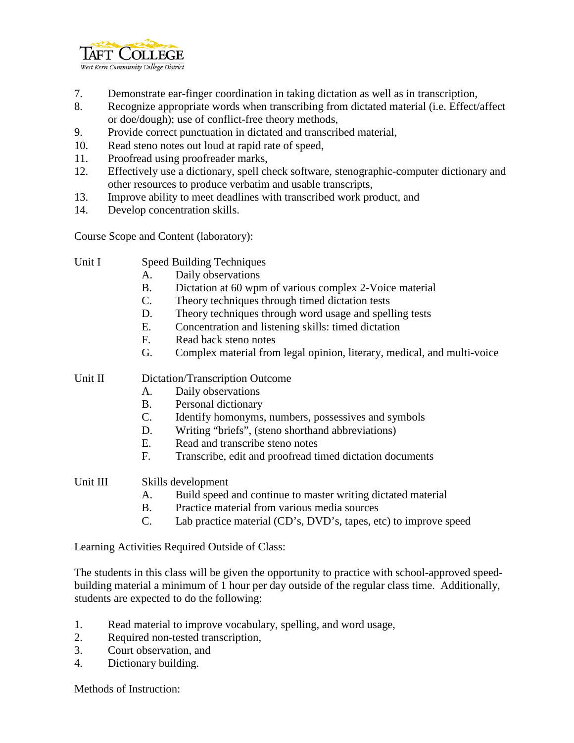7. Demonstrate ear-finger coordination in taking dictation as well as in transcription,
8. Recognize appropriate words when transcribing from dictated material (i.e. Effect/affect or doe/dough); use of conflict-free theory methods,
9. Provide correct punctuation in dictated and transcribed material,
10. Read steno notes out loud at rapid rate of speed,
11. Proofread using proofreader marks,
12. Effectively use a dictionary, spell check software, stenographic-computer dictionary and other resources to produce verbatim and usable transcripts,
13. Improve ability to meet deadlines with transcribed work product, and
14. Develop concentration skills.

Course Scope and Content (laboratory):

Unit I Speed Building Techniques

- A. Daily observations
- B. Dictation at 60 wpm of various complex 2-Voice material
- C. Theory techniques through timed dictation tests
- D. Theory techniques through word usage and spelling tests
- E. Concentration and listening skills: timed dictation
- F. Read back steno notes
- G. Complex material from legal opinion, literary, medical, and multi-voice

Unit II Dictation/Transcription Outcome

- A. Daily observations
- B. Personal dictionary
- C. Identify homonyms, numbers, possessives and symbols
- D. Writing "briefs", (steno shorthand abbreviations)
- E. Read and transcribe steno notes
- F. Transcribe, edit and proofread timed dictation documents

Unit III Skills development

- A. Build speed and continue to master writing dictated material
- B. Practice material from various media sources
- C. Lab practice material (CD's, DVD's, tapes, etc) to improve speed

Learning Activities Required Outside of Class:

The students in this class will be given the opportunity to practice with school-approved speed-building material a minimum of 1 hour per day outside of the regular class time. Additionally, students are expected to do the following:

1. Read material to improve vocabulary, spelling, and word usage,
2. Required non-tested transcription,
3. Court observation, and
4. Dictionary building.

Methods of Instruction: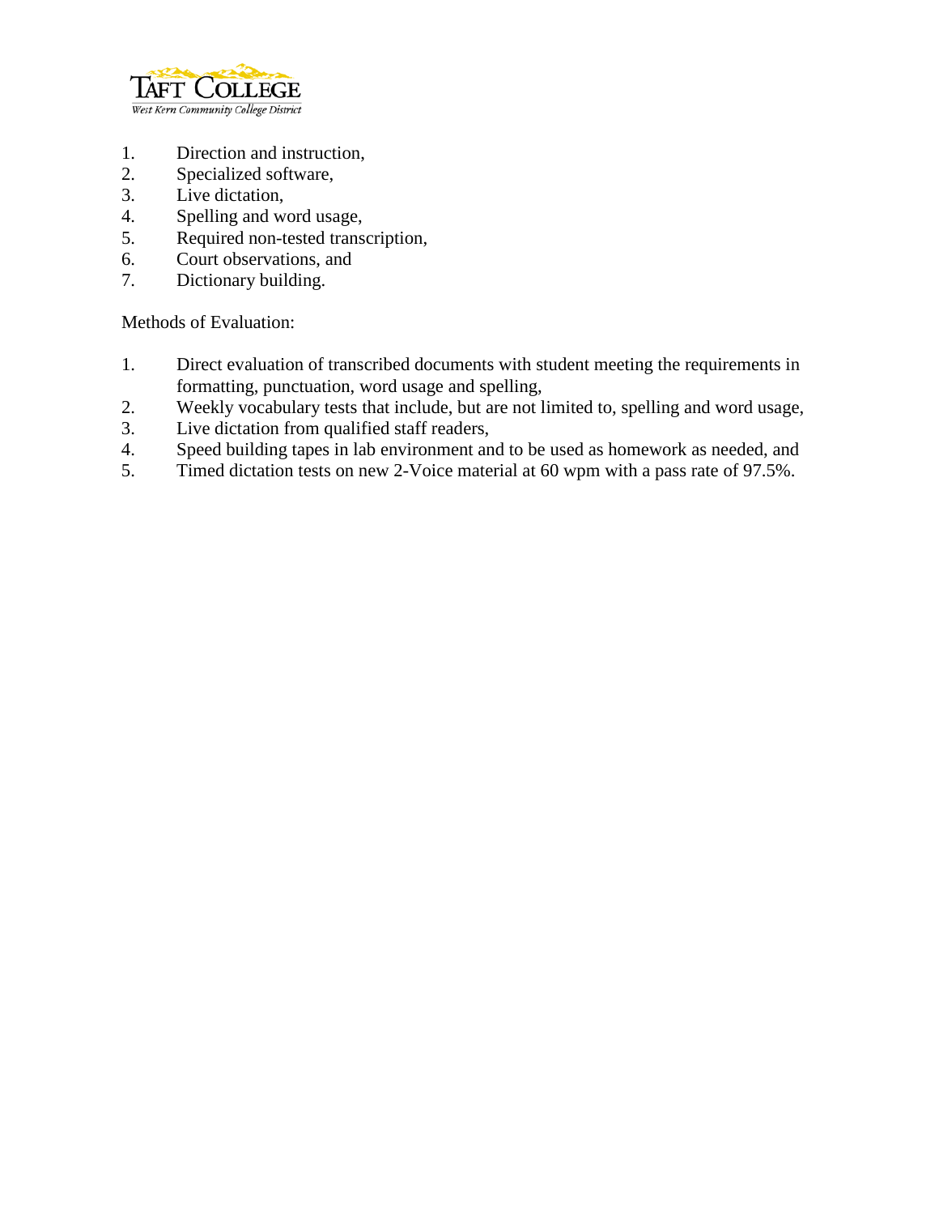1. Direction and instruction,
2. Specialized software,
3. Live dictation,
4. Spelling and word usage,
5. Required non-tested transcription,
6. Court observations, and
7. Dictionary building.

Methods of Evaluation:

1. Direct evaluation of transcribed documents with student meeting the requirements in formatting, punctuation, word usage and spelling,
2. Weekly vocabulary tests that include, but are not limited to, spelling and word usage,
3. Live dictation from qualified staff readers,
4. Speed building tapes in lab environment and to be used as homework as needed, and
5. Timed dictation tests on new 2-Voice material at 60 wpm with a pass rate of 97.5%.